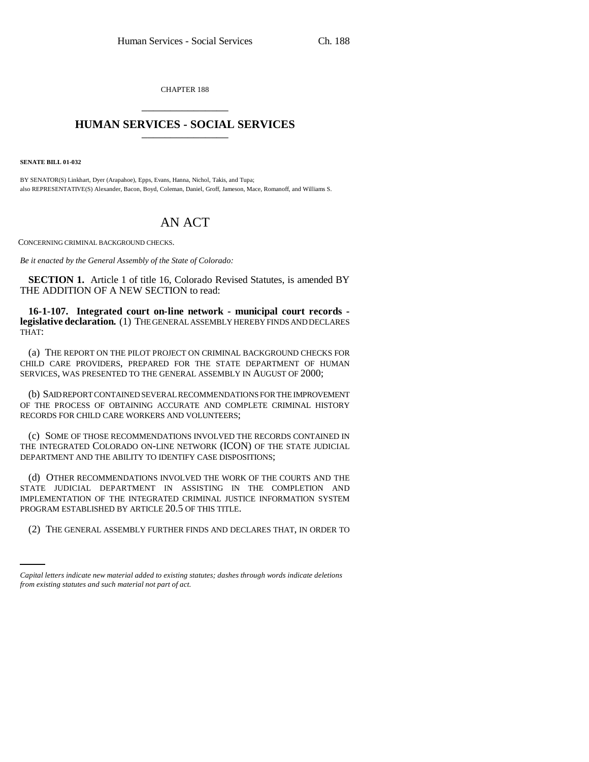CHAPTER 188

# HUMAN SERVICES - SOCIAL SERVICES

**SENATE BILL 01-032**

BY SENATOR(S) Linkhart, Dyer (Arapahoe), Epps, Evans, Hanna, Nichol, Takis, and Tupa;
also REPRESENTATIVE(S) Alexander, Bacon, Boyd, Coleman, Daniel, Groff, Jameson, Mace, Romanoff, and Williams S.

## AN ACT

CONCERNING CRIMINAL BACKGROUND CHECKS.

*Be it enacted by the General Assembly of the State of Colorado:*

**SECTION 1.** Article 1 of title 16, Colorado Revised Statutes, is amended BY THE ADDITION OF A NEW SECTION to read:

**16-1-107. Integrated court on-line network - municipal court records - legislative declaration.** (1) THE GENERAL ASSEMBLY HEREBY FINDS AND DECLARES THAT:

(a) THE REPORT ON THE PILOT PROJECT ON CRIMINAL BACKGROUND CHECKS FOR CHILD CARE PROVIDERS, PREPARED FOR THE STATE DEPARTMENT OF HUMAN SERVICES, WAS PRESENTED TO THE GENERAL ASSEMBLY IN AUGUST OF 2000;

(b) SAID REPORT CONTAINED SEVERAL RECOMMENDATIONS FOR THE IMPROVEMENT OF THE PROCESS OF OBTAINING ACCURATE AND COMPLETE CRIMINAL HISTORY RECORDS FOR CHILD CARE WORKERS AND VOLUNTEERS;

(c) SOME OF THOSE RECOMMENDATIONS INVOLVED THE RECORDS CONTAINED IN THE INTEGRATED COLORADO ON-LINE NETWORK (ICON) OF THE STATE JUDICIAL DEPARTMENT AND THE ABILITY TO IDENTIFY CASE DISPOSITIONS;

(d) OTHER RECOMMENDATIONS INVOLVED THE WORK OF THE COURTS AND THE STATE JUDICIAL DEPARTMENT IN ASSISTING IN THE COMPLETION AND IMPLEMENTATION OF THE INTEGRATED CRIMINAL JUSTICE INFORMATION SYSTEM PROGRAM ESTABLISHED BY ARTICLE 20.5 OF THIS TITLE.

(2) THE GENERAL ASSEMBLY FURTHER FINDS AND DECLARES THAT, IN ORDER TO

*Capital letters indicate new material added to existing statutes; dashes through words indicate deletions from existing statutes and such material not part of act.*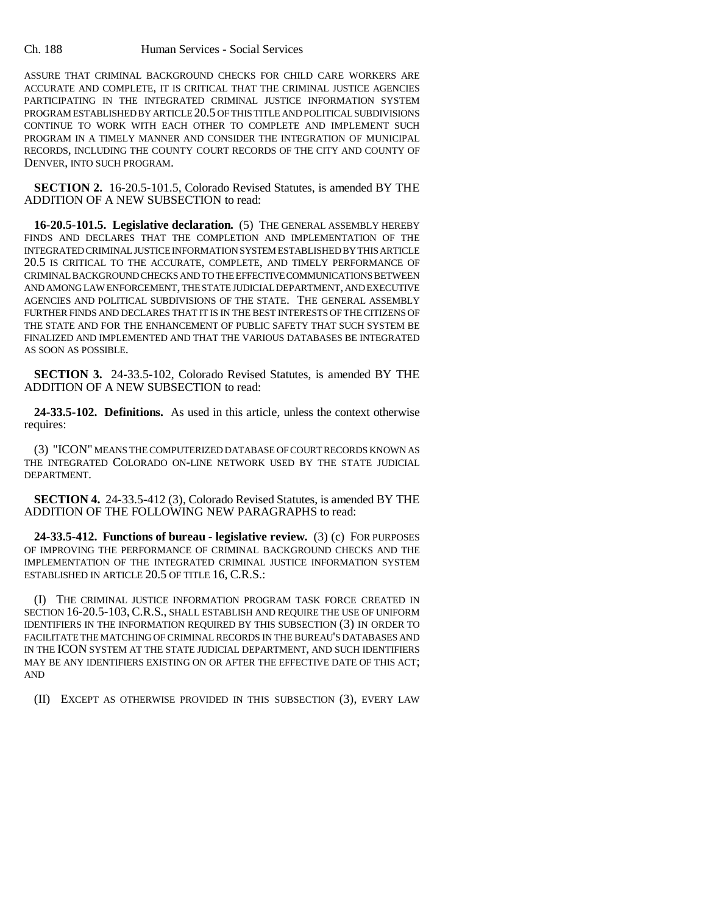ASSURE THAT CRIMINAL BACKGROUND CHECKS FOR CHILD CARE WORKERS ARE ACCURATE AND COMPLETE, IT IS CRITICAL THAT THE CRIMINAL JUSTICE AGENCIES PARTICIPATING IN THE INTEGRATED CRIMINAL JUSTICE INFORMATION SYSTEM PROGRAM ESTABLISHED BY ARTICLE 20.5 OF THIS TITLE AND POLITICAL SUBDIVISIONS CONTINUE TO WORK WITH EACH OTHER TO COMPLETE AND IMPLEMENT SUCH PROGRAM IN A TIMELY MANNER AND CONSIDER THE INTEGRATION OF MUNICIPAL RECORDS, INCLUDING THE COUNTY COURT RECORDS OF THE CITY AND COUNTY OF DENVER, INTO SUCH PROGRAM.

**SECTION 2.** 16-20.5-101.5, Colorado Revised Statutes, is amended BY THE ADDITION OF A NEW SUBSECTION to read:

**16-20.5-101.5. Legislative declaration.** (5) THE GENERAL ASSEMBLY HEREBY FINDS AND DECLARES THAT THE COMPLETION AND IMPLEMENTATION OF THE INTEGRATED CRIMINAL JUSTICE INFORMATION SYSTEM ESTABLISHED BY THIS ARTICLE 20.5 IS CRITICAL TO THE ACCURATE, COMPLETE, AND TIMELY PERFORMANCE OF CRIMINAL BACKGROUND CHECKS AND TO THE EFFECTIVE COMMUNICATIONS BETWEEN AND AMONG LAW ENFORCEMENT, THE STATE JUDICIAL DEPARTMENT, AND EXECUTIVE AGENCIES AND POLITICAL SUBDIVISIONS OF THE STATE. THE GENERAL ASSEMBLY FURTHER FINDS AND DECLARES THAT IT IS IN THE BEST INTERESTS OF THE CITIZENS OF THE STATE AND FOR THE ENHANCEMENT OF PUBLIC SAFETY THAT SUCH SYSTEM BE FINALIZED AND IMPLEMENTED AND THAT THE VARIOUS DATABASES BE INTEGRATED AS SOON AS POSSIBLE.

**SECTION 3.** 24-33.5-102, Colorado Revised Statutes, is amended BY THE ADDITION OF A NEW SUBSECTION to read:

**24-33.5-102. Definitions.** As used in this article, unless the context otherwise requires:

(3) "ICON" MEANS THE COMPUTERIZED DATABASE OF COURT RECORDS KNOWN AS THE INTEGRATED COLORADO ON-LINE NETWORK USED BY THE STATE JUDICIAL DEPARTMENT.

**SECTION 4.** 24-33.5-412 (3), Colorado Revised Statutes, is amended BY THE ADDITION OF THE FOLLOWING NEW PARAGRAPHS to read:

**24-33.5-412. Functions of bureau - legislative review.** (3) (c) FOR PURPOSES OF IMPROVING THE PERFORMANCE OF CRIMINAL BACKGROUND CHECKS AND THE IMPLEMENTATION OF THE INTEGRATED CRIMINAL JUSTICE INFORMATION SYSTEM ESTABLISHED IN ARTICLE 20.5 OF TITLE 16, C.R.S.:

(I) THE CRIMINAL JUSTICE INFORMATION PROGRAM TASK FORCE CREATED IN SECTION 16-20.5-103, C.R.S., SHALL ESTABLISH AND REQUIRE THE USE OF UNIFORM IDENTIFIERS IN THE INFORMATION REQUIRED BY THIS SUBSECTION (3) IN ORDER TO FACILITATE THE MATCHING OF CRIMINAL RECORDS IN THE BUREAU'S DATABASES AND IN THE ICON SYSTEM AT THE STATE JUDICIAL DEPARTMENT, AND SUCH IDENTIFIERS MAY BE ANY IDENTIFIERS EXISTING ON OR AFTER THE EFFECTIVE DATE OF THIS ACT; AND

(II) EXCEPT AS OTHERWISE PROVIDED IN THIS SUBSECTION (3), EVERY LAW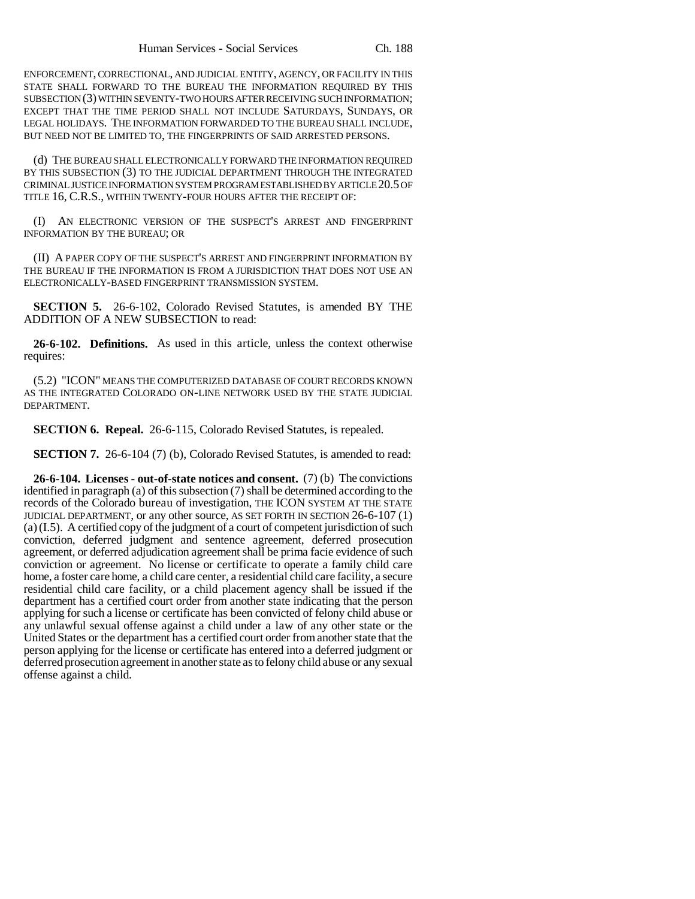ENFORCEMENT, CORRECTIONAL, AND JUDICIAL ENTITY, AGENCY, OR FACILITY IN THIS STATE SHALL FORWARD TO THE BUREAU THE INFORMATION REQUIRED BY THIS SUBSECTION (3) WITHIN SEVENTY-TWO HOURS AFTER RECEIVING SUCH INFORMATION; EXCEPT THAT THE TIME PERIOD SHALL NOT INCLUDE SATURDAYS, SUNDAYS, OR LEGAL HOLIDAYS. THE INFORMATION FORWARDED TO THE BUREAU SHALL INCLUDE, BUT NEED NOT BE LIMITED TO, THE FINGERPRINTS OF SAID ARRESTED PERSONS.

(d) THE BUREAU SHALL ELECTRONICALLY FORWARD THE INFORMATION REQUIRED BY THIS SUBSECTION (3) TO THE JUDICIAL DEPARTMENT THROUGH THE INTEGRATED CRIMINAL JUSTICE INFORMATION SYSTEM PROGRAM ESTABLISHED BY ARTICLE 20.5 OF TITLE 16, C.R.S., WITHIN TWENTY-FOUR HOURS AFTER THE RECEIPT OF:

(I) AN ELECTRONIC VERSION OF THE SUSPECT'S ARREST AND FINGERPRINT INFORMATION BY THE BUREAU; OR

(II) A PAPER COPY OF THE SUSPECT'S ARREST AND FINGERPRINT INFORMATION BY THE BUREAU IF THE INFORMATION IS FROM A JURISDICTION THAT DOES NOT USE AN ELECTRONICALLY-BASED FINGERPRINT TRANSMISSION SYSTEM.

**SECTION 5.** 26-6-102, Colorado Revised Statutes, is amended BY THE ADDITION OF A NEW SUBSECTION to read:

**26-6-102. Definitions.** As used in this article, unless the context otherwise requires:

(5.2) "ICON" MEANS THE COMPUTERIZED DATABASE OF COURT RECORDS KNOWN AS THE INTEGRATED COLORADO ON-LINE NETWORK USED BY THE STATE JUDICIAL DEPARTMENT.

**SECTION 6. Repeal.** 26-6-115, Colorado Revised Statutes, is repealed.

**SECTION 7.** 26-6-104 (7) (b), Colorado Revised Statutes, is amended to read:

**26-6-104. Licenses - out-of-state notices and consent.** (7) (b) The convictions identified in paragraph (a) of this subsection (7) shall be determined according to the records of the Colorado bureau of investigation, THE ICON SYSTEM AT THE STATE JUDICIAL DEPARTMENT, or any other source, AS SET FORTH IN SECTION 26-6-107 (1) (a) (I.5). A certified copy of the judgment of a court of competent jurisdiction of such conviction, deferred judgment and sentence agreement, deferred prosecution agreement, or deferred adjudication agreement shall be prima facie evidence of such conviction or agreement. No license or certificate to operate a family child care home, a foster care home, a child care center, a residential child care facility, a secure residential child care facility, or a child placement agency shall be issued if the department has a certified court order from another state indicating that the person applying for such a license or certificate has been convicted of felony child abuse or any unlawful sexual offense against a child under a law of any other state or the United States or the department has a certified court order from another state that the person applying for the license or certificate has entered into a deferred judgment or deferred prosecution agreement in another state as to felony child abuse or any sexual offense against a child.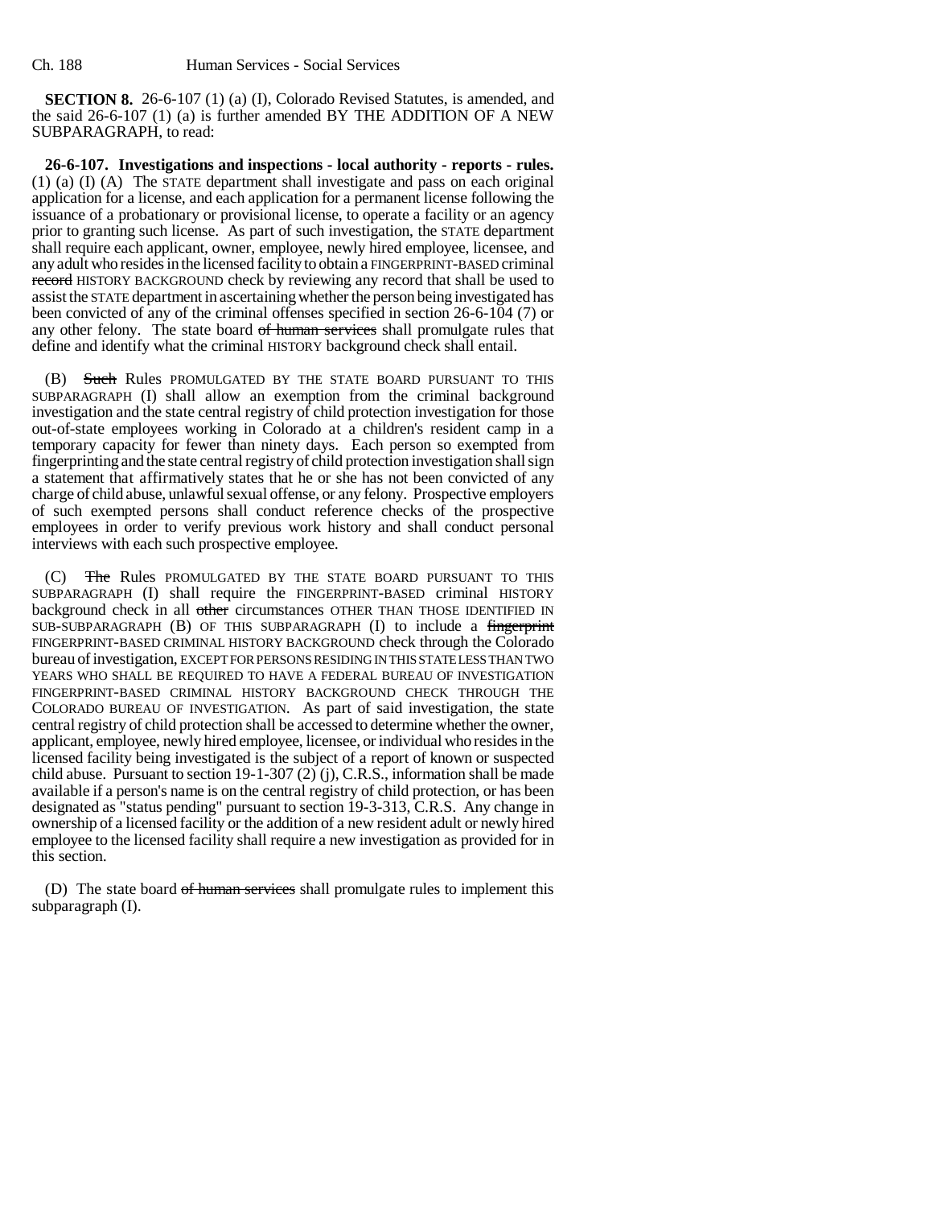**SECTION 8.** 26-6-107 (1) (a) (I), Colorado Revised Statutes, is amended, and the said 26-6-107 (1) (a) is further amended BY THE ADDITION OF A NEW SUBPARAGRAPH, to read:

**26-6-107. Investigations and inspections - local authority - reports - rules.** (1) (a) (I) (A) The STATE department shall investigate and pass on each original application for a license, and each application for a permanent license following the issuance of a probationary or provisional license, to operate a facility or an agency prior to granting such license. As part of such investigation, the STATE department shall require each applicant, owner, employee, newly hired employee, licensee, and any adult who resides in the licensed facility to obtain a FINGERPRINT-BASED criminal ~~record~~ HISTORY BACKGROUND check by reviewing any record that shall be used to assist the STATE department in ascertaining whether the person being investigated has been convicted of any of the criminal offenses specified in section 26-6-104 (7) or any other felony. The state board ~~of human services~~ shall promulgate rules that define and identify what the criminal HISTORY background check shall entail.

(B) ~~Such~~ Rules PROMULGATED BY THE STATE BOARD PURSUANT TO THIS SUBPARAGRAPH (I) shall allow an exemption from the criminal background investigation and the state central registry of child protection investigation for those out-of-state employees working in Colorado at a children's resident camp in a temporary capacity for fewer than ninety days. Each person so exempted from fingerprinting and the state central registry of child protection investigation shall sign a statement that affirmatively states that he or she has not been convicted of any charge of child abuse, unlawful sexual offense, or any felony. Prospective employers of such exempted persons shall conduct reference checks of the prospective employees in order to verify previous work history and shall conduct personal interviews with each such prospective employee.

(C) ~~The~~ Rules PROMULGATED BY THE STATE BOARD PURSUANT TO THIS SUBPARAGRAPH (I) shall require the FINGERPRINT-BASED criminal HISTORY background check in all ~~other~~ circumstances OTHER THAN THOSE IDENTIFIED IN SUB-SUBPARAGRAPH (B) OF THIS SUBPARAGRAPH (I) to include a ~~fingerprint~~ FINGERPRINT-BASED CRIMINAL HISTORY BACKGROUND check through the Colorado bureau of investigation, EXCEPT FOR PERSONS RESIDING IN THIS STATE LESS THAN TWO YEARS WHO SHALL BE REQUIRED TO HAVE A FEDERAL BUREAU OF INVESTIGATION FINGERPRINT-BASED CRIMINAL HISTORY BACKGROUND CHECK THROUGH THE COLORADO BUREAU OF INVESTIGATION. As part of said investigation, the state central registry of child protection shall be accessed to determine whether the owner, applicant, employee, newly hired employee, licensee, or individual who resides in the licensed facility being investigated is the subject of a report of known or suspected child abuse. Pursuant to section 19-1-307 (2) (j), C.R.S., information shall be made available if a person's name is on the central registry of child protection, or has been designated as "status pending" pursuant to section 19-3-313, C.R.S. Any change in ownership of a licensed facility or the addition of a new resident adult or newly hired employee to the licensed facility shall require a new investigation as provided for in this section.

(D) The state board ~~of human services~~ shall promulgate rules to implement this subparagraph (I).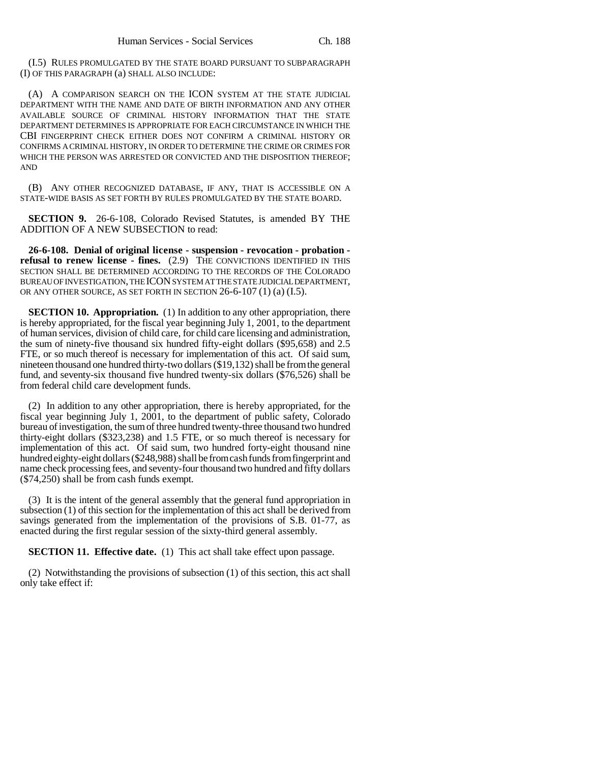(I.5) RULES PROMULGATED BY THE STATE BOARD PURSUANT TO SUBPARAGRAPH (I) OF THIS PARAGRAPH (a) SHALL ALSO INCLUDE:

(A) A COMPARISON SEARCH ON THE ICON SYSTEM AT THE STATE JUDICIAL DEPARTMENT WITH THE NAME AND DATE OF BIRTH INFORMATION AND ANY OTHER AVAILABLE SOURCE OF CRIMINAL HISTORY INFORMATION THAT THE STATE DEPARTMENT DETERMINES IS APPROPRIATE FOR EACH CIRCUMSTANCE IN WHICH THE CBI FINGERPRINT CHECK EITHER DOES NOT CONFIRM A CRIMINAL HISTORY OR CONFIRMS A CRIMINAL HISTORY, IN ORDER TO DETERMINE THE CRIME OR CRIMES FOR WHICH THE PERSON WAS ARRESTED OR CONVICTED AND THE DISPOSITION THEREOF; AND

(B) ANY OTHER RECOGNIZED DATABASE, IF ANY, THAT IS ACCESSIBLE ON A STATE-WIDE BASIS AS SET FORTH BY RULES PROMULGATED BY THE STATE BOARD.

**SECTION 9.** 26-6-108, Colorado Revised Statutes, is amended BY THE ADDITION OF A NEW SUBSECTION to read:

**26-6-108. Denial of original license - suspension - revocation - probation - refusal to renew license - fines.** (2.9) THE CONVICTIONS IDENTIFIED IN THIS SECTION SHALL BE DETERMINED ACCORDING TO THE RECORDS OF THE COLORADO BUREAU OF INVESTIGATION, THE ICON SYSTEM AT THE STATE JUDICIAL DEPARTMENT, OR ANY OTHER SOURCE, AS SET FORTH IN SECTION 26-6-107 (1) (a) (I.5).

**SECTION 10. Appropriation.** (1) In addition to any other appropriation, there is hereby appropriated, for the fiscal year beginning July 1, 2001, to the department of human services, division of child care, for child care licensing and administration, the sum of ninety-five thousand six hundred fifty-eight dollars ($95,658) and 2.5 FTE, or so much thereof is necessary for implementation of this act. Of said sum, nineteen thousand one hundred thirty-two dollars ($19,132) shall be from the general fund, and seventy-six thousand five hundred twenty-six dollars ($76,526) shall be from federal child care development funds.

(2) In addition to any other appropriation, there is hereby appropriated, for the fiscal year beginning July 1, 2001, to the department of public safety, Colorado bureau of investigation, the sum of three hundred twenty-three thousand two hundred thirty-eight dollars ($323,238) and 1.5 FTE, or so much thereof is necessary for implementation of this act. Of said sum, two hundred forty-eight thousand nine hundred eighty-eight dollars ($248,988) shall be from cash funds from fingerprint and name check processing fees, and seventy-four thousand two hundred and fifty dollars ($74,250) shall be from cash funds exempt.

(3) It is the intent of the general assembly that the general fund appropriation in subsection (1) of this section for the implementation of this act shall be derived from savings generated from the implementation of the provisions of S.B. 01-77, as enacted during the first regular session of the sixty-third general assembly.

**SECTION 11. Effective date.** (1) This act shall take effect upon passage.

(2) Notwithstanding the provisions of subsection (1) of this section, this act shall only take effect if: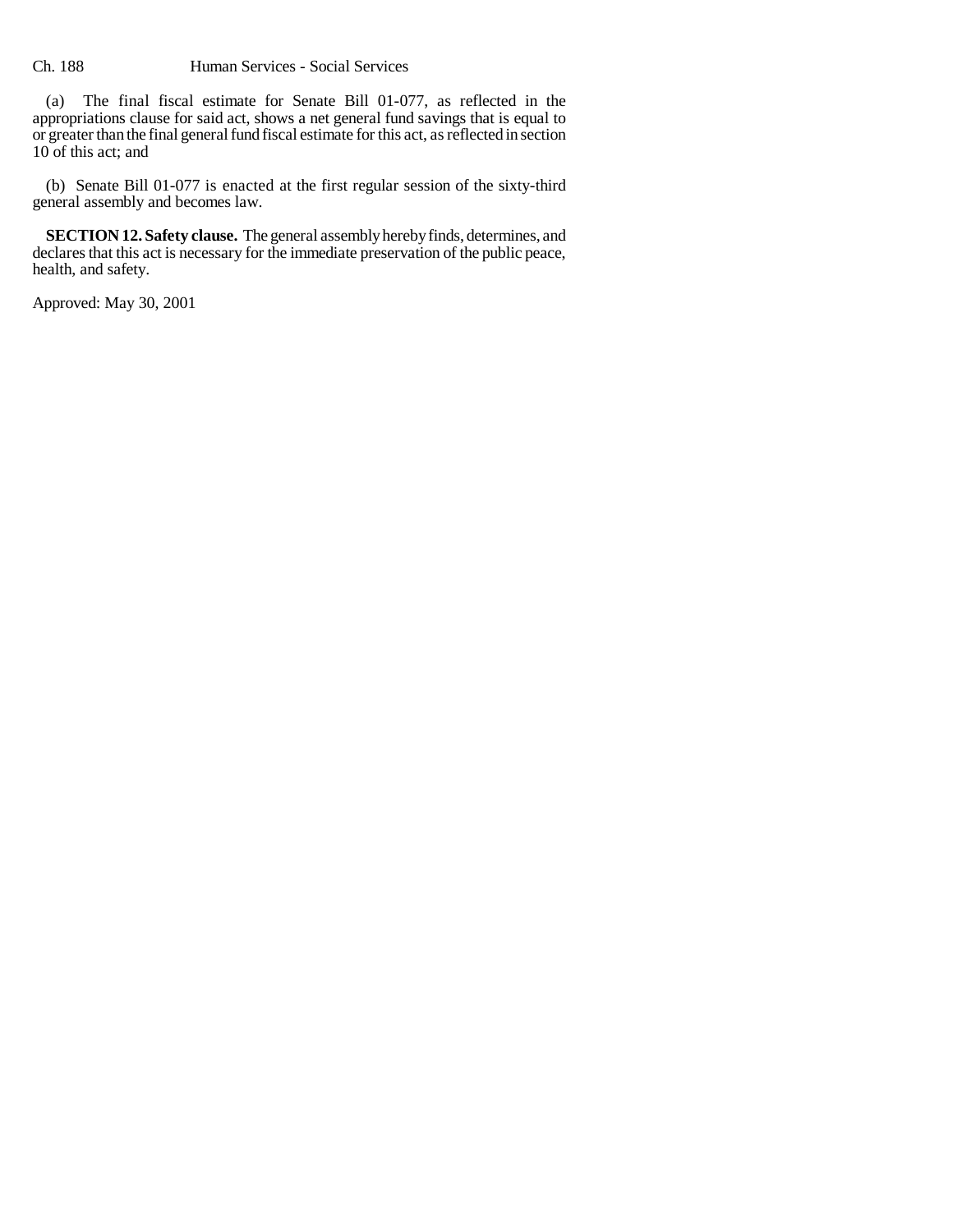(a) The final fiscal estimate for Senate Bill 01-077, as reflected in the appropriations clause for said act, shows a net general fund savings that is equal to or greater than the final general fund fiscal estimate for this act, as reflected in section 10 of this act; and

(b) Senate Bill 01-077 is enacted at the first regular session of the sixty-third general assembly and becomes law.

**SECTION 12. Safety clause.** The general assembly hereby finds, determines, and declares that this act is necessary for the immediate preservation of the public peace, health, and safety.

Approved: May 30, 2001